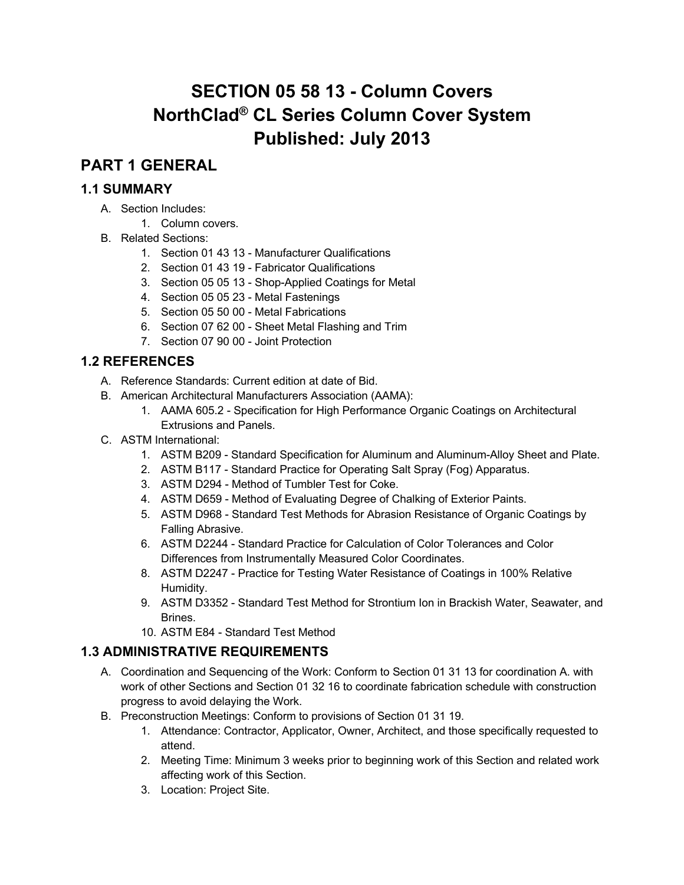# SECTION 05 58 13 - Column Covers
# NorthClad® CL Series Column Cover System
# Published: July 2013

## PART 1 GENERAL

### 1.1 SUMMARY

A. Section Includes:
   1. Column covers.

B. Related Sections:
   1. Section 01 43 13 - Manufacturer Qualifications
   2. Section 01 43 19 - Fabricator Qualifications
   3. Section 05 05 13 - Shop-Applied Coatings for Metal
   4. Section 05 05 23 - Metal Fastenings
   5. Section 05 50 00 - Metal Fabrications
   6. Section 07 62 00 - Sheet Metal Flashing and Trim
   7. Section 07 90 00 - Joint Protection

### 1.2 REFERENCES

A. Reference Standards: Current edition at date of Bid.

B. American Architectural Manufacturers Association (AAMA):
   1. AAMA 605.2 - Specification for High Performance Organic Coatings on Architectural Extrusions and Panels.

C. ASTM International:
   1. ASTM B209 - Standard Specification for Aluminum and Aluminum-Alloy Sheet and Plate.
   2. ASTM B117 - Standard Practice for Operating Salt Spray (Fog) Apparatus.
   3. ASTM D294 - Method of Tumbler Test for Coke.
   4. ASTM D659 - Method of Evaluating Degree of Chalking of Exterior Paints.
   5. ASTM D968 - Standard Test Methods for Abrasion Resistance of Organic Coatings by Falling Abrasive.
   6. ASTM D2244 - Standard Practice for Calculation of Color Tolerances and Color Differences from Instrumentally Measured Color Coordinates.
   8. ASTM D2247 - Practice for Testing Water Resistance of Coatings in 100% Relative Humidity.
   9. ASTM D3352 - Standard Test Method for Strontium Ion in Brackish Water, Seawater, and Brines.
   10. ASTM E84 - Standard Test Method

### 1.3 ADMINISTRATIVE REQUIREMENTS

A. Coordination and Sequencing of the Work: Conform to Section 01 31 13 for coordination A. with work of other Sections and Section 01 32 16 to coordinate fabrication schedule with construction progress to avoid delaying the Work.

B. Preconstruction Meetings: Conform to provisions of Section 01 31 19.
   1. Attendance: Contractor, Applicator, Owner, Architect, and those specifically requested to attend.
   2. Meeting Time: Minimum 3 weeks prior to beginning work of this Section and related work affecting work of this Section.
   3. Location: Project Site.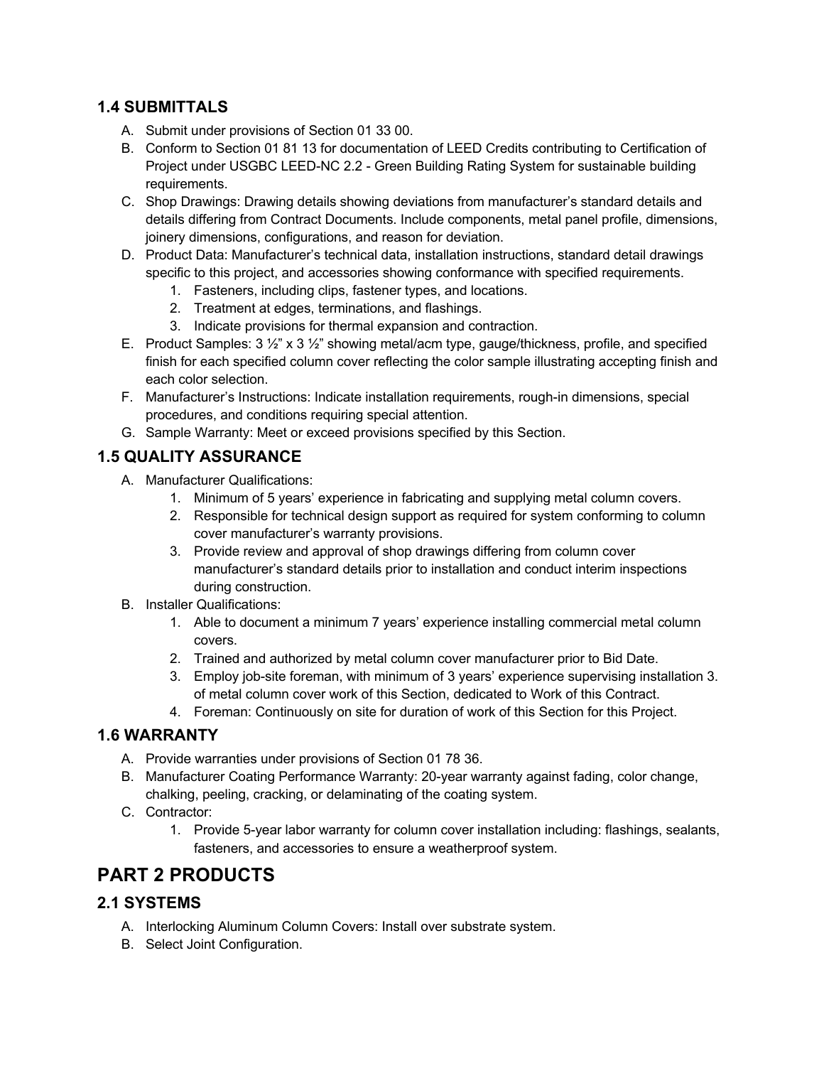## 1.4 SUBMITTALS

A. Submit under provisions of Section 01 33 00.

B. Conform to Section 01 81 13 for documentation of LEED Credits contributing to Certification of Project under USGBC LEED-NC 2.2 - Green Building Rating System for sustainable building requirements.

C. Shop Drawings: Drawing details showing deviations from manufacturer's standard details and details differing from Contract Documents. Include components, metal panel profile, dimensions, joinery dimensions, configurations, and reason for deviation.

D. Product Data: Manufacturer's technical data, installation instructions, standard detail drawings specific to this project, and accessories showing conformance with specified requirements.
   1. Fasteners, including clips, fastener types, and locations.
   2. Treatment at edges, terminations, and flashings.
   3. Indicate provisions for thermal expansion and contraction.

E. Product Samples: 3 ½" x 3 ½" showing metal/acm type, gauge/thickness, profile, and specified finish for each specified column cover reflecting the color sample illustrating accepting finish and each color selection.

F. Manufacturer's Instructions: Indicate installation requirements, rough-in dimensions, special procedures, and conditions requiring special attention.

G. Sample Warranty: Meet or exceed provisions specified by this Section.

## 1.5 QUALITY ASSURANCE

A. Manufacturer Qualifications:
   1. Minimum of 5 years' experience in fabricating and supplying metal column covers.
   2. Responsible for technical design support as required for system conforming to column cover manufacturer's warranty provisions.
   3. Provide review and approval of shop drawings differing from column cover manufacturer's standard details prior to installation and conduct interim inspections during construction.

B. Installer Qualifications:
   1. Able to document a minimum 7 years' experience installing commercial metal column covers.
   2. Trained and authorized by metal column cover manufacturer prior to Bid Date.
   3. Employ job-site foreman, with minimum of 3 years' experience supervising installation 3. of metal column cover work of this Section, dedicated to Work of this Contract.
   4. Foreman: Continuously on site for duration of work of this Section for this Project.

## 1.6 WARRANTY

A. Provide warranties under provisions of Section 01 78 36.

B. Manufacturer Coating Performance Warranty: 20-year warranty against fading, color change, chalking, peeling, cracking, or delaminating of the coating system.

C. Contractor:
   1. Provide 5-year labor warranty for column cover installation including: flashings, sealants, fasteners, and accessories to ensure a weatherproof system.

# PART 2 PRODUCTS

## 2.1 SYSTEMS

A. Interlocking Aluminum Column Covers: Install over substrate system.

B. Select Joint Configuration.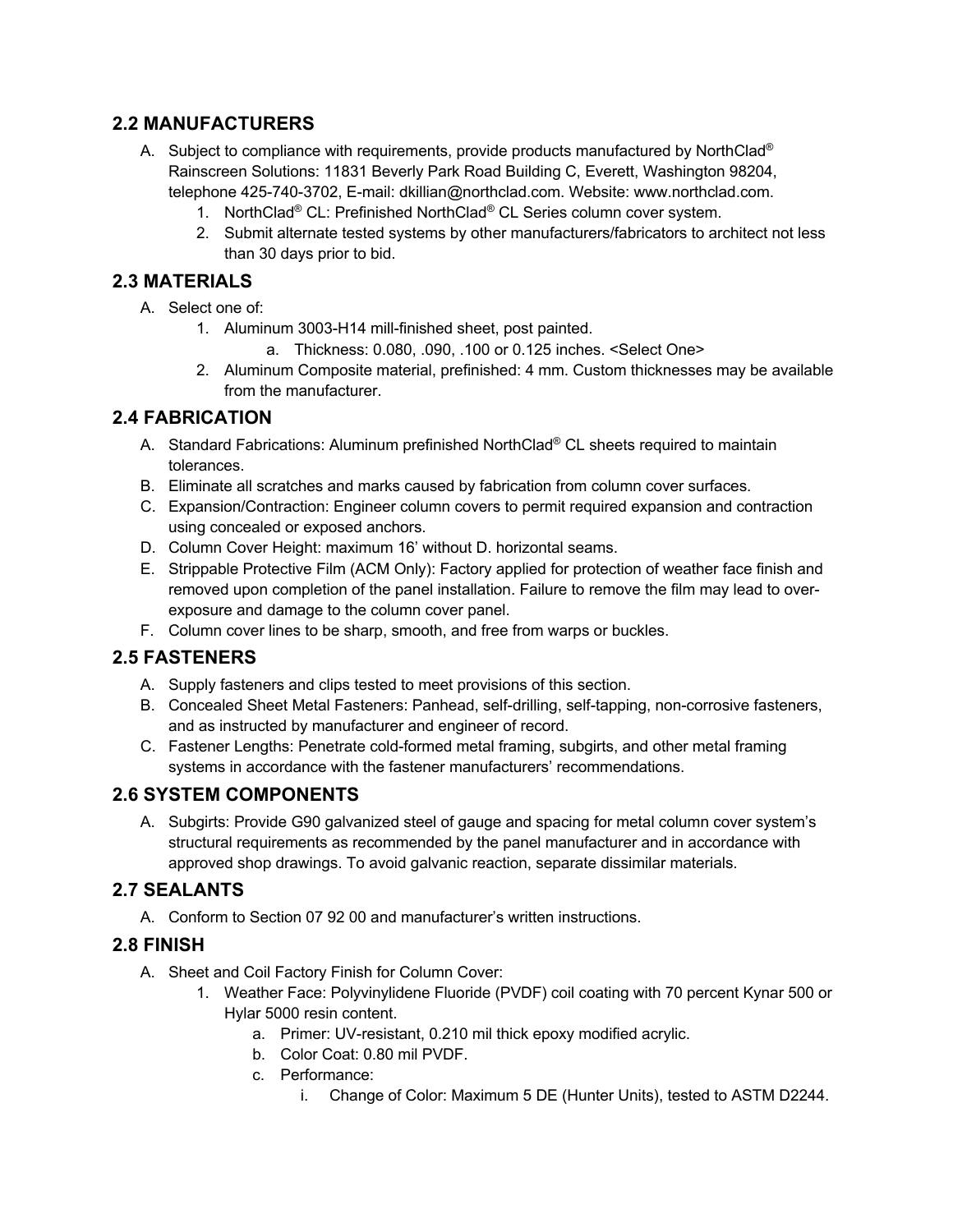## 2.2 MANUFACTURERS

A. Subject to compliance with requirements, provide products manufactured by NorthClad® Rainscreen Solutions: 11831 Beverly Park Road Building C, Everett, Washington 98204, telephone 425-740-3702, E-mail: dkillian@northclad.com. Website: www.northclad.com.
   1. NorthClad® CL: Prefinished NorthClad® CL Series column cover system.
   2. Submit alternate tested systems by other manufacturers/fabricators to architect not less than 30 days prior to bid.

## 2.3 MATERIALS

A. Select one of:
   1. Aluminum 3003-H14 mill-finished sheet, post painted.
      a. Thickness: 0.080, .090, .100 or 0.125 inches. <Select One>
   2. Aluminum Composite material, prefinished: 4 mm. Custom thicknesses may be available from the manufacturer.

## 2.4 FABRICATION

A. Standard Fabrications: Aluminum prefinished NorthClad® CL sheets required to maintain tolerances.

B. Eliminate all scratches and marks caused by fabrication from column cover surfaces.

C. Expansion/Contraction: Engineer column covers to permit required expansion and contraction using concealed or exposed anchors.

D. Column Cover Height: maximum 16' without D. horizontal seams.

E. Strippable Protective Film (ACM Only): Factory applied for protection of weather face finish and removed upon completion of the panel installation. Failure to remove the film may lead to over-exposure and damage to the column cover panel.

F. Column cover lines to be sharp, smooth, and free from warps or buckles.

## 2.5 FASTENERS

A. Supply fasteners and clips tested to meet provisions of this section.

B. Concealed Sheet Metal Fasteners: Panhead, self-drilling, self-tapping, non-corrosive fasteners, and as instructed by manufacturer and engineer of record.

C. Fastener Lengths: Penetrate cold-formed metal framing, subgirts, and other metal framing systems in accordance with the fastener manufacturers' recommendations.

## 2.6 SYSTEM COMPONENTS

A. Subgirts: Provide G90 galvanized steel of gauge and spacing for metal column cover system's structural requirements as recommended by the panel manufacturer and in accordance with approved shop drawings. To avoid galvanic reaction, separate dissimilar materials.

## 2.7 SEALANTS

A. Conform to Section 07 92 00 and manufacturer's written instructions.

## 2.8 FINISH

A. Sheet and Coil Factory Finish for Column Cover:
   1. Weather Face: Polyvinylidene Fluoride (PVDF) coil coating with 70 percent Kynar 500 or Hylar 5000 resin content.
      a. Primer: UV-resistant, 0.210 mil thick epoxy modified acrylic.
      b. Color Coat: 0.80 mil PVDF.
      c. Performance:
         i. Change of Color: Maximum 5 DE (Hunter Units), tested to ASTM D2244.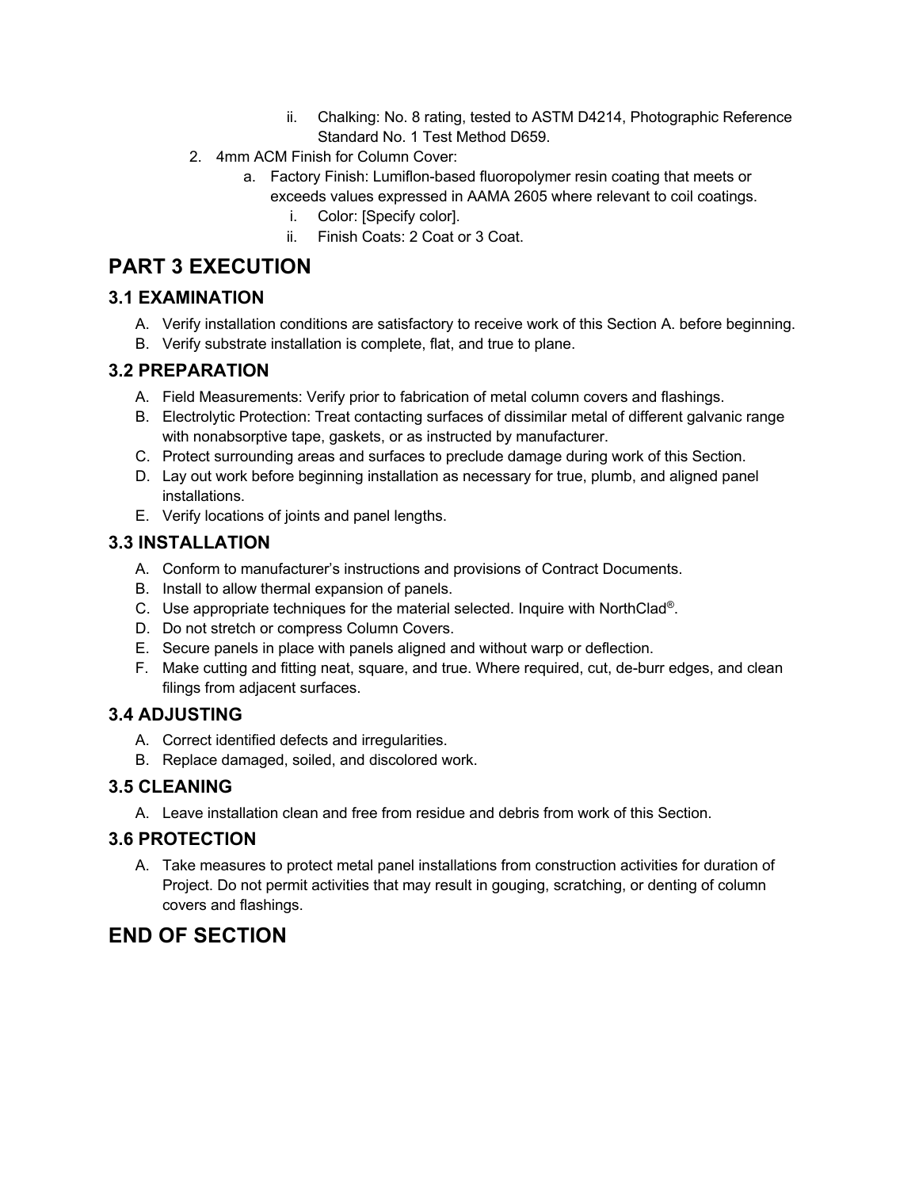ii. Chalking: No. 8 rating, tested to ASTM D4214, Photographic Reference Standard No. 1 Test Method D659.

2. 4mm ACM Finish for Column Cover:
    a. Factory Finish: Lumiflon-based fluoropolymer resin coating that meets or exceeds values expressed in AAMA 2605 where relevant to coil coatings.
        i. Color: [Specify color].
        ii. Finish Coats: 2 Coat or 3 Coat.

# PART 3 EXECUTION

## 3.1 EXAMINATION

A. Verify installation conditions are satisfactory to receive work of this Section A. before beginning.
B. Verify substrate installation is complete, flat, and true to plane.

## 3.2 PREPARATION

A. Field Measurements: Verify prior to fabrication of metal column covers and flashings.
B. Electrolytic Protection: Treat contacting surfaces of dissimilar metal of different galvanic range with nonabsorptive tape, gaskets, or as instructed by manufacturer.
C. Protect surrounding areas and surfaces to preclude damage during work of this Section.
D. Lay out work before beginning installation as necessary for true, plumb, and aligned panel installations.
E. Verify locations of joints and panel lengths.

## 3.3 INSTALLATION

A. Conform to manufacturer's instructions and provisions of Contract Documents.
B. Install to allow thermal expansion of panels.
C. Use appropriate techniques for the material selected. Inquire with NorthClad®.
D. Do not stretch or compress Column Covers.
E. Secure panels in place with panels aligned and without warp or deflection.
F. Make cutting and fitting neat, square, and true. Where required, cut, de-burr edges, and clean filings from adjacent surfaces.

## 3.4 ADJUSTING

A. Correct identified defects and irregularities.
B. Replace damaged, soiled, and discolored work.

## 3.5 CLEANING

A. Leave installation clean and free from residue and debris from work of this Section.

## 3.6 PROTECTION

A. Take measures to protect metal panel installations from construction activities for duration of Project. Do not permit activities that may result in gouging, scratching, or denting of column covers and flashings.

# END OF SECTION